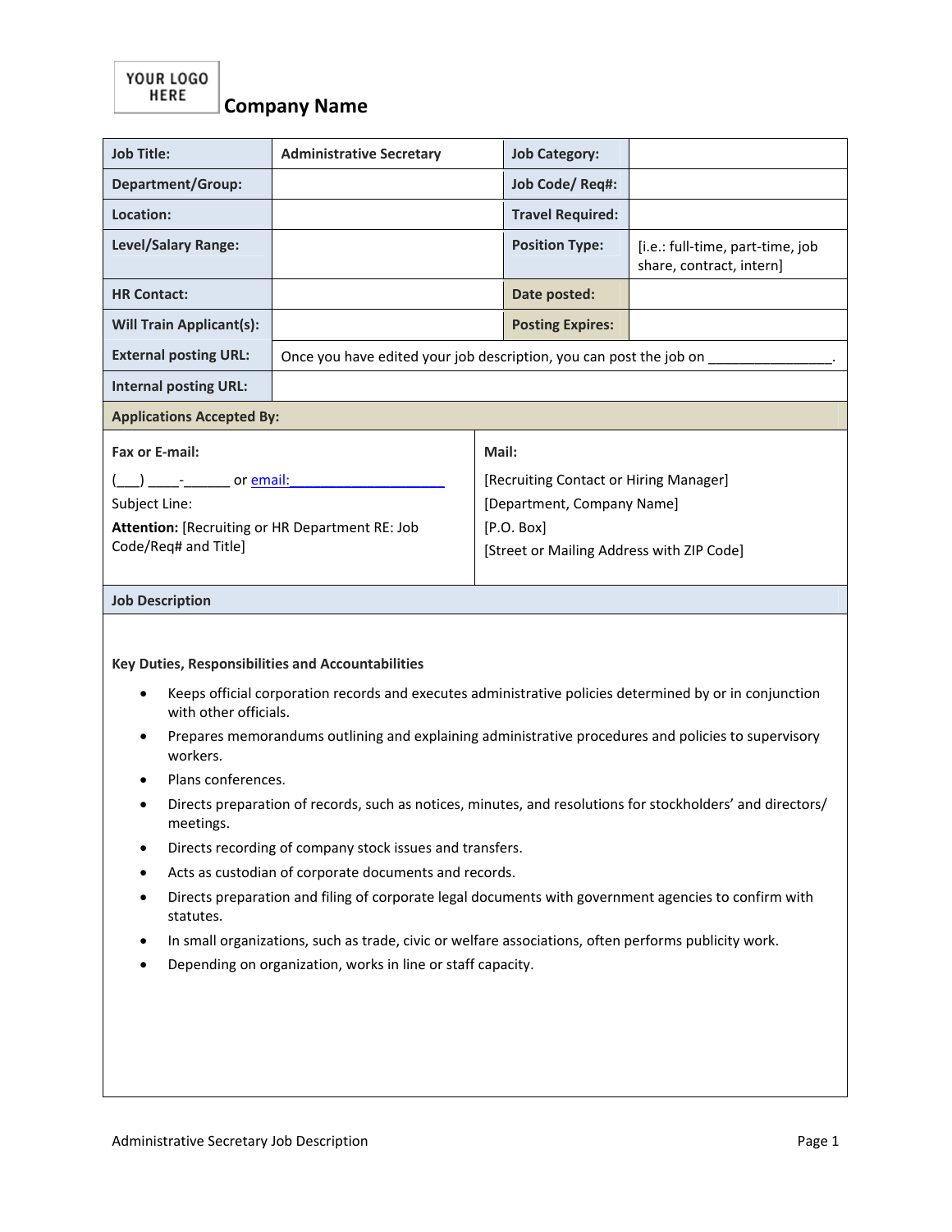YOUR LOGO HERE

# Company Name

| Job Title: | Administrative Secretary | Job Category: | |
|---|---|---|---|
| Department/Group: | | Job Code/ Req#: | |
| Location: | | Travel Required: | |
| Level/Salary Range: | | Position Type: | [i.e.: full-time, part-time, job share, contract, intern] |
| HR Contact: | | Date posted: | |
| Will Train Applicant(s): | | Posting Expires: | |
| External posting URL: | Once you have edited your job description, you can post the job on ________________. | | |
| Internal posting URL: | | | |

**Applications Accepted By:**

| Fax or E-mail: | Mail: |
|---|---|
| (___) ____-______ or email:____________________ | [Recruiting Contact or Hiring Manager] |
| Subject Line: | [Department, Company Name] |
| **Attention:** [Recruiting or HR Department RE: Job Code/Req# and Title] | [P.O. Box] |
| | [Street or Mailing Address with ZIP Code] |

**Job Description**

**Key Duties, Responsibilities and Accountabilities**

- Keeps official corporation records and executes administrative policies determined by or in conjunction with other officials.
- Prepares memorandums outlining and explaining administrative procedures and policies to supervisory workers.
- Plans conferences.
- Directs preparation of records, such as notices, minutes, and resolutions for stockholders' and directors/ meetings.
- Directs recording of company stock issues and transfers.
- Acts as custodian of corporate documents and records.
- Directs preparation and filing of corporate legal documents with government agencies to confirm with statutes.
- In small organizations, such as trade, civic or welfare associations, often performs publicity work.
- Depending on organization, works in line or staff capacity.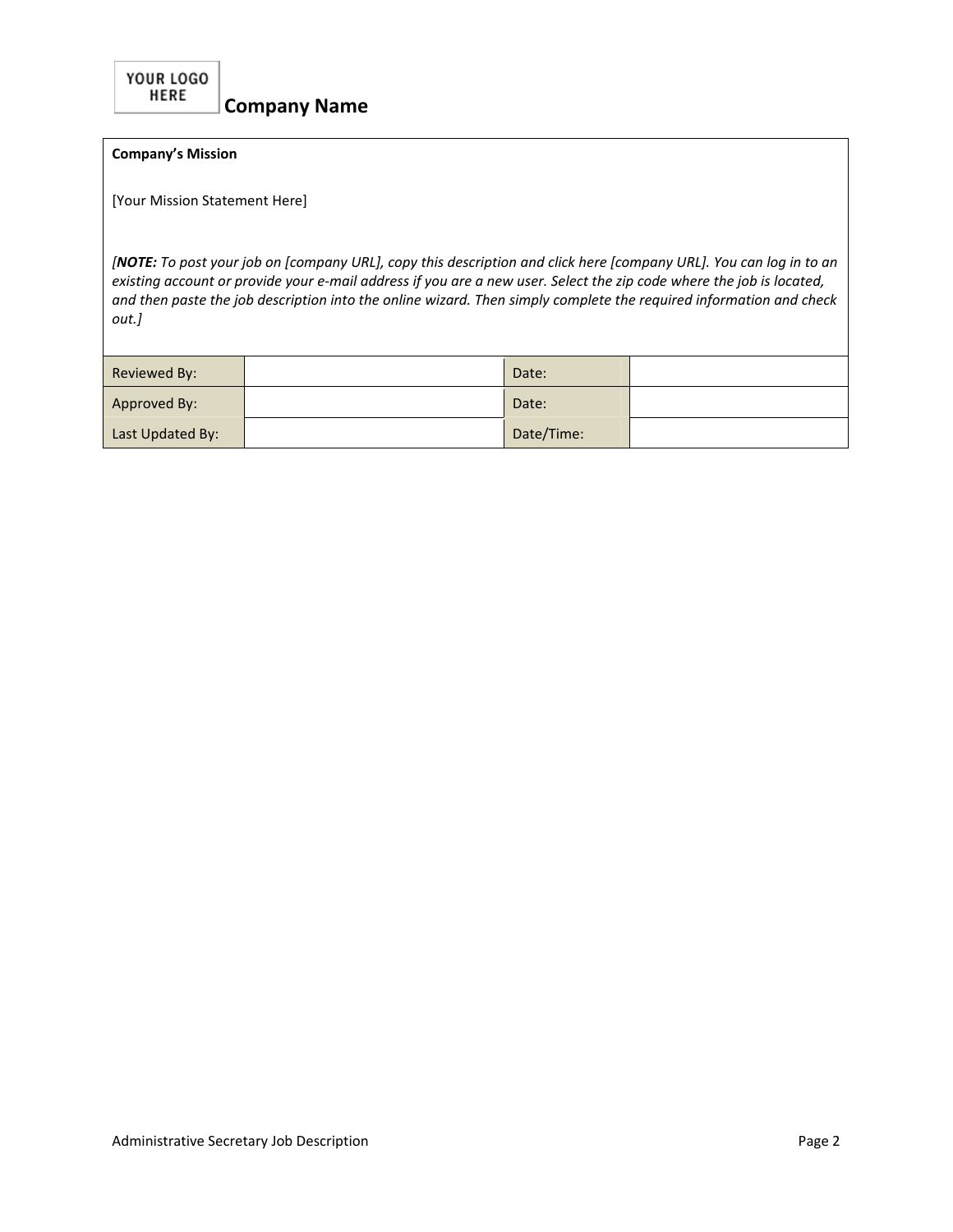YOUR LOGO HERE **Company Name**

**Company's Mission**

[Your Mission Statement Here]

*[**NOTE:** To post your job on [company URL], copy this description and click here [company URL]. You can log in to an existing account or provide your e-mail address if you are a new user. Select the zip code where the job is located, and then paste the job description into the online wizard. Then simply complete the required information and check out.]*

| | | | |
|---|---|---|---|
| Reviewed By: | | Date: | |
| Approved By: | | Date: | |
| Last Updated By: | | Date/Time: | |